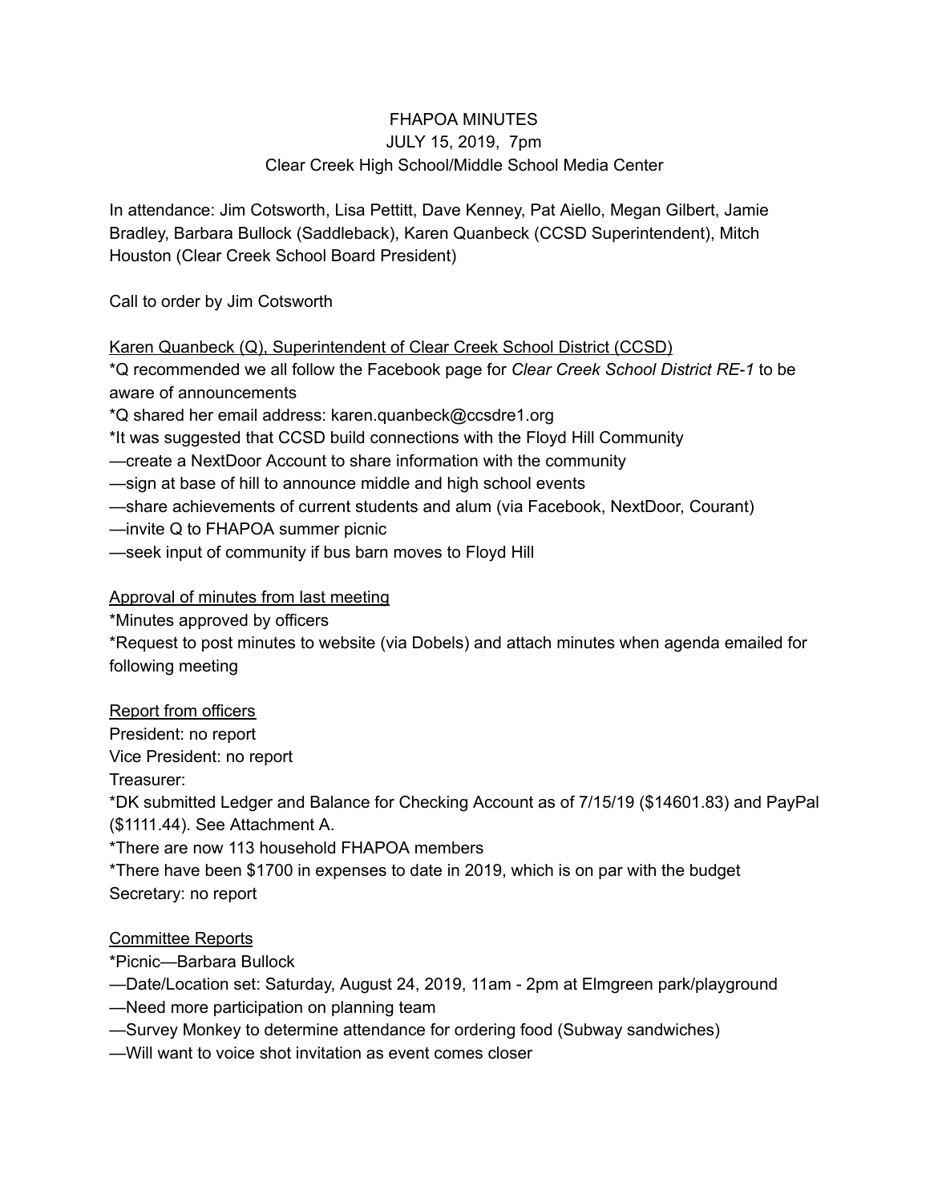FHAPOA MINUTES

JULY 15, 2019, 7pm

Clear Creek High School/Middle School Media Center

In attendance: Jim Cotsworth, Lisa Pettitt, Dave Kenney, Pat Aiello, Megan Gilbert, Jamie Bradley, Barbara Bullock (Saddleback), Karen Quanbeck (CCSD Superintendent), Mitch Houston (Clear Creek School Board President)

Call to order by Jim Cotsworth

<u>Karen Quanbeck (Q), Superintendent of Clear Creek School District (CCSD)</u>

*Q recommended we all follow the Facebook page for *Clear Creek School District RE-1* to be aware of announcements

*Q shared her email address: karen.quanbeck@ccsdre1.org

*It was suggested that CCSD build connections with the Floyd Hill Community

—create a NextDoor Account to share information with the community

—sign at base of hill to announce middle and high school events

—share achievements of current students and alum (via Facebook, NextDoor, Courant)

—invite Q to FHAPOA summer picnic

—seek input of community if bus barn moves to Floyd Hill

<u>Approval of minutes from last meeting</u>

*Minutes approved by officers

*Request to post minutes to website (via Dobels) and attach minutes when agenda emailed for following meeting

<u>Report from officers</u>

President: no report

Vice President: no report

Treasurer:

*DK submitted Ledger and Balance for Checking Account as of 7/15/19 ($14601.83) and PayPal ($1111.44). See Attachment A.

*There are now 113 household FHAPOA members

*There have been $1700 in expenses to date in 2019, which is on par with the budget

Secretary: no report

<u>Committee Reports</u>

*Picnic—Barbara Bullock

—Date/Location set: Saturday, August 24, 2019, 11am - 2pm at Elmgreen park/playground

—Need more participation on planning team

—Survey Monkey to determine attendance for ordering food (Subway sandwiches)

—Will want to voice shot invitation as event comes closer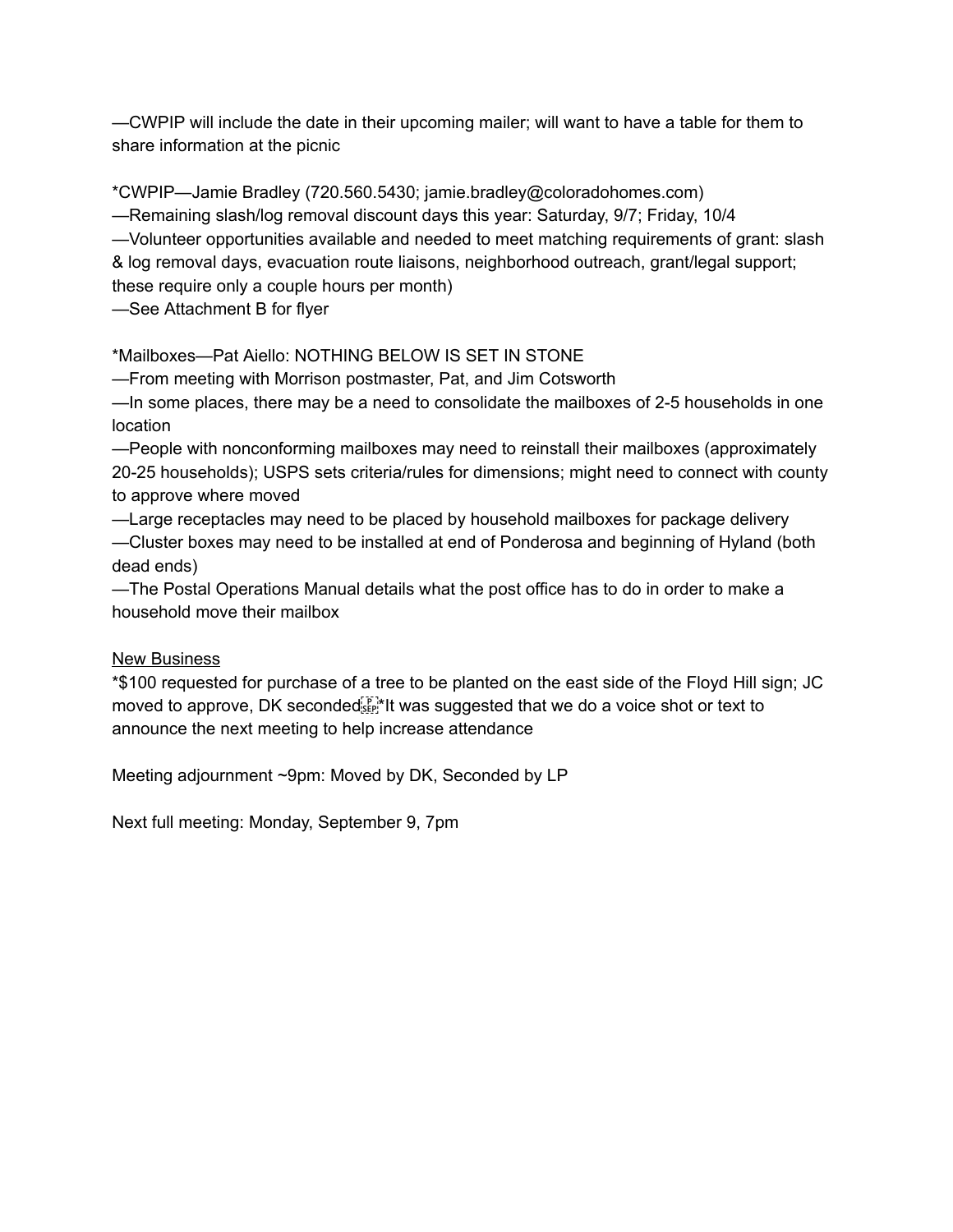—CWPIP will include the date in their upcoming mailer; will want to have a table for them to share information at the picnic

*CWPIP—Jamie Bradley (720.560.5430; jamie.bradley@coloradohomes.com)
—Remaining slash/log removal discount days this year: Saturday, 9/7; Friday, 10/4
—Volunteer opportunities available and needed to meet matching requirements of grant: slash & log removal days, evacuation route liaisons, neighborhood outreach, grant/legal support; these require only a couple hours per month)
—See Attachment B for flyer

*Mailboxes—Pat Aiello: NOTHING BELOW IS SET IN STONE
—From meeting with Morrison postmaster, Pat, and Jim Cotsworth
—In some places, there may be a need to consolidate the mailboxes of 2-5 households in one location
—People with nonconforming mailboxes may need to reinstall their mailboxes (approximately 20-25 households); USPS sets criteria/rules for dimensions; might need to connect with county to approve where moved
—Large receptacles may need to be placed by household mailboxes for package delivery
—Cluster boxes may need to be installed at end of Ponderosa and beginning of Hyland (both dead ends)
—The Postal Operations Manual details what the post office has to do in order to make a household move their mailbox

<u>New Business</u>
*$100 requested for purchase of a tree to be planted on the east side of the Floyd Hill sign; JC moved to approve, DK seconded
*It was suggested that we do a voice shot or text to announce the next meeting to help increase attendance

Meeting adjournment ~9pm: Moved by DK, Seconded by LP

Next full meeting: Monday, September 9, 7pm